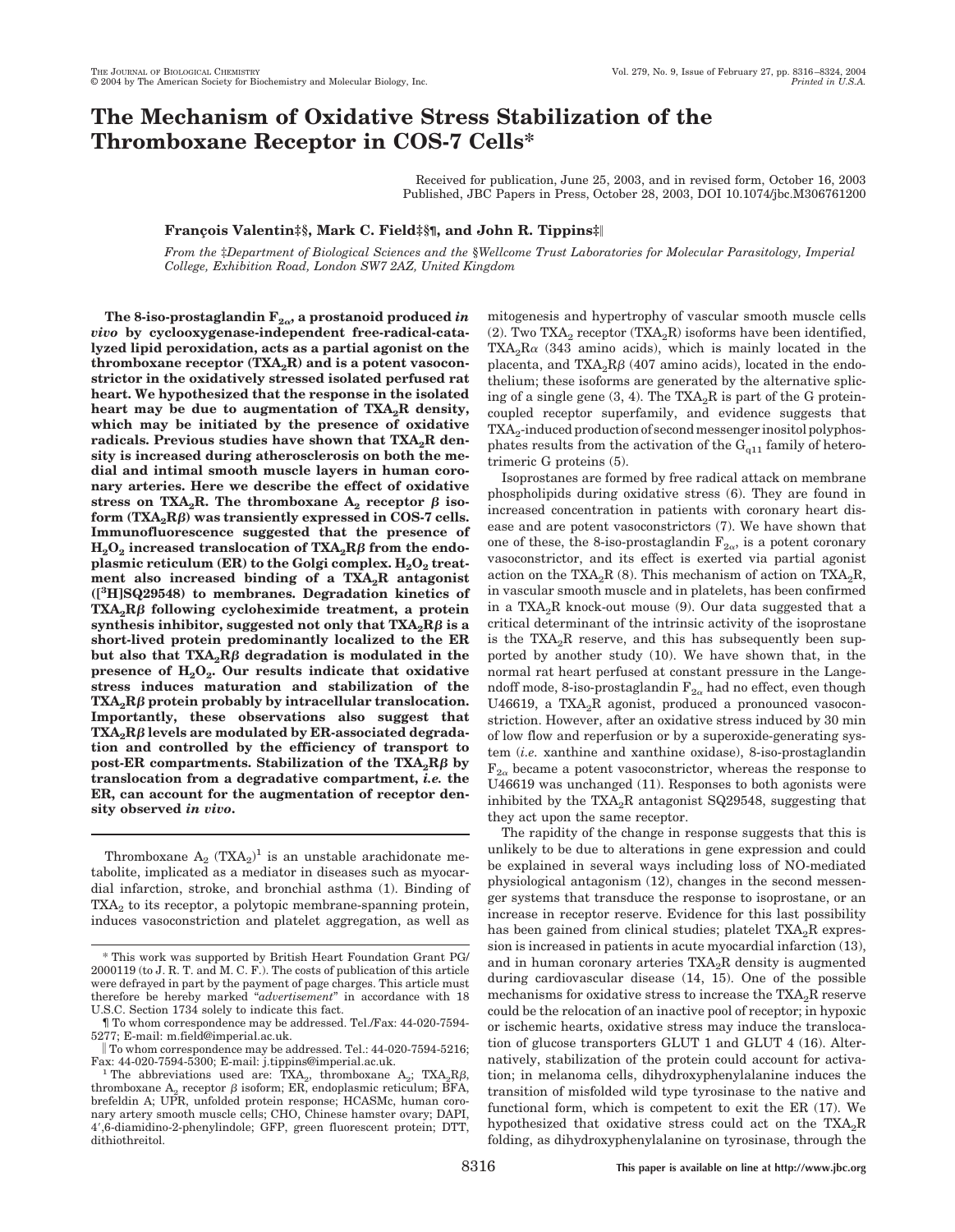# The Mechanism of Oxidative Stress Stabilization of the Thromboxane Receptor in COS-7 Cells*

Received for publication, June 25, 2003, and in revised form, October 16, 2003
Published, JBC Papers in Press, October 28, 2003, DOI 10.1074/jbc.M306761200

**François Valentin‡§, Mark C. Field‡§¶, and John R. Tippins‡‖**

From the ‡Department of Biological Sciences and the §Wellcome Trust Laboratories for Molecular Parasitology, Imperial College, Exhibition Road, London SW7 2AZ, United Kingdom

**The 8-iso-prostaglandin $F_{2\alpha}$, a prostanoid produced *in vivo* by cyclooxygenase-independent free-radical-catalyzed lipid peroxidation, acts as a partial agonist on the thromboxane receptor ($TXA_2R$) and is a potent vasoconstrictor in the oxidatively stressed isolated perfused rat heart. We hypothesized that the response in the isolated heart may be due to augmentation of $TXA_2R$ density, which may be initiated by the presence of oxidative radicals. Previous studies have shown that $TXA_2R$ density is increased during atherosclerosis on both the medial and intimal smooth muscle layers in human coronary arteries. Here we describe the effect of oxidative stress on $TXA_2R$. The thromboxane $A_2$ receptor $\beta$ isoform ($TXA_2R\beta$) was transiently expressed in COS-7 cells. Immunofluorescence suggested that the presence of $H_2O_2$ increased translocation of $TXA_2R\beta$ from the endoplasmic reticulum (ER) to the Golgi complex. $H_2O_2$ treatment also increased binding of a $TXA_2R$ antagonist ([$^3$H]SQ29548) to membranes. Degradation kinetics of $TXA_2R\beta$ following cycloheximide treatment, a protein synthesis inhibitor, suggested not only that $TXA_2R\beta$ is a short-lived protein predominantly localized to the ER but also that $TXA_2R\beta$ degradation is modulated in the presence of $H_2O_2$. Our results indicate that oxidative stress induces maturation and stabilization of the $TXA_2R\beta$ protein probably by intracellular translocation. Importantly, these observations also suggest that $TXA_2R\beta$ levels are modulated by ER-associated degradation and controlled by the efficiency of transport to post-ER compartments. Stabilization of the $TXA_2R\beta$ by translocation from a degradative compartment, *i.e.* the ER, can account for the augmentation of receptor density observed *in vivo*.**

Thromboxane $A_2$ ($TXA_2$)[1] is an unstable arachidonate metabolite, implicated as a mediator in diseases such as myocardial infarction, stroke, and bronchial asthma (1). Binding of $TXA_2$ to its receptor, a polytopic membrane-spanning protein, induces vasoconstriction and platelet aggregation, as well as mitogenesis and hypertrophy of vascular smooth muscle cells (2). Two $TXA_2$ receptor ($TXA_2R$) isoforms have been identified, $TXA_2R\alpha$ (343 amino acids), which is mainly located in the placenta, and $TXA_2R\beta$ (407 amino acids), located in the endothelium; these isoforms are generated by the alternative splicing of a single gene (3, 4). The $TXA_2R$ is part of the G protein-coupled receptor superfamily, and evidence suggests that $TXA_2$-induced production of second messenger inositol polyphosphates results from the activation of the $G_{q11}$ family of heterotrimeric G proteins (5).

Isoprostanes are formed by free radical attack on membrane phospholipids during oxidative stress (6). They are found in increased concentration in patients with coronary heart disease and are potent vasoconstrictors (7). We have shown that one of these, the 8-iso-prostaglandin $F_{2\alpha}$, is a potent coronary vasoconstrictor, and its effect is exerted via partial agonist action on the $TXA_2R$ (8). This mechanism of action on $TXA_2R$, in vascular smooth muscle and in platelets, has been confirmed in a $TXA_2R$ knock-out mouse (9). Our data suggested that a critical determinant of the intrinsic activity of the isoprostane is the $TXA_2R$ reserve, and this has subsequently been supported by another study (10). We have shown that, in the normal rat heart perfused at constant pressure in the Langendoff mode, 8-iso-prostaglandin $F_{2\alpha}$ had no effect, even though U46619, a $TXA_2R$ agonist, produced a pronounced vasoconstriction. However, after an oxidative stress induced by 30 min of low flow and reperfusion or by a superoxide-generating system (*i.e.* xanthine and xanthine oxidase), 8-iso-prostaglandin $F_{2\alpha}$ became a potent vasoconstrictor, whereas the response to U46619 was unchanged (11). Responses to both agonists were inhibited by the $TXA_2R$ antagonist SQ29548, suggesting that they act upon the same receptor.

The rapidity of the change in response suggests that this is unlikely to be due to alterations in gene expression and could be explained in several ways including loss of NO-mediated physiological antagonism (12), changes in the second messenger systems that transduce the response to isoprostane, or an increase in receptor reserve. Evidence for this last possibility has been gained from clinical studies; platelet $TXA_2R$ expression is increased in patients in acute myocardial infarction (13), and in human coronary arteries $TXA_2R$ density is augmented during cardiovascular disease (14, 15). One of the possible mechanisms for oxidative stress to increase the $TXA_2R$ reserve could be the relocation of an inactive pool of receptor; in hypoxic or ischemic hearts, oxidative stress may induce the translocation of glucose transporters GLUT 1 and GLUT 4 (16). Alternatively, stabilization of the protein could account for activation; in melanoma cells, dihydroxyphenylalanine induces the transition of misfolded wild type tyrosinase to the native and functional form, which is competent to exit the ER (17). We hypothesized that oxidative stress could act on the $TXA_2R$ folding, as dihydroxyphenylalanine on tyrosinase, through the

---

\* This work was supported by British Heart Foundation Grant PG/2000119 (to J. R. T. and M. C. F.). The costs of publication of this article were defrayed in part by the payment of page charges. This article must therefore be hereby marked "*advertisement*" in accordance with 18 U.S.C. Section 1734 solely to indicate this fact.

¶ To whom correspondence may be addressed. Tel./Fax: 44-020-7594-5277; E-mail: m.field@imperial.ac.uk.

‖ To whom correspondence may be addressed. Tel.: 44-020-7594-5216; Fax: 44-020-7594-5300; E-mail: j.tippins@imperial.ac.uk.

[1] The abbreviations used are: $TXA_2$, thromboxane $A_2$; $TXA_2R\beta$, thromboxane $A_2$ receptor $\beta$ isoform; ER, endoplasmic reticulum; BFA, brefeldin A; UPR, unfolded protein response; HCASMc, human coronary artery smooth muscle cells; CHO, Chinese hamster ovary; DAPI, 4′,6-diamidino-2-phenylindole; GFP, green fluorescent protein; DTT, dithiothreitol.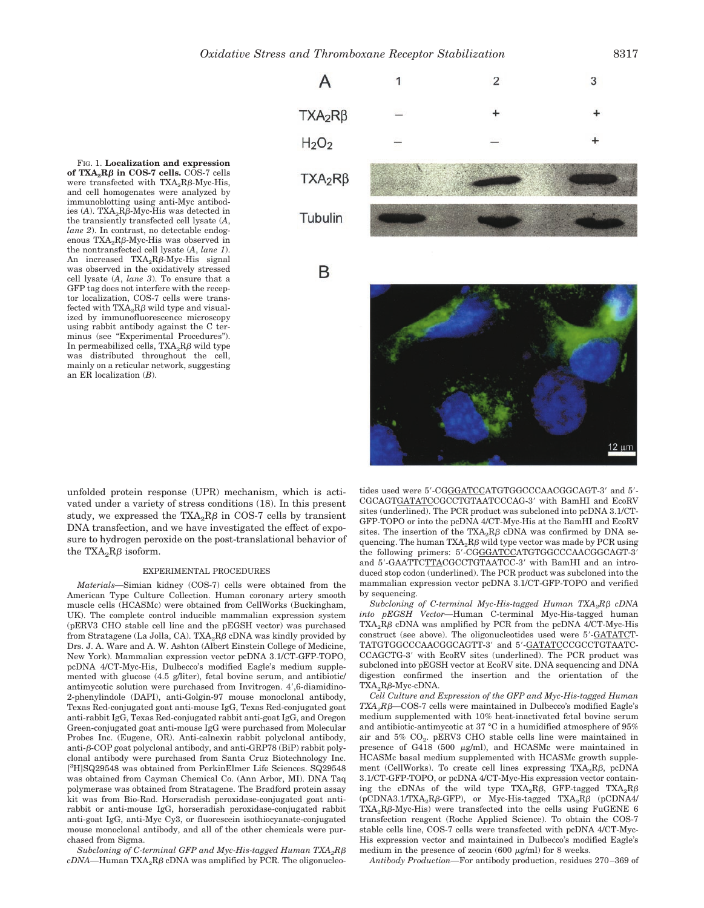FIG. 1. **Localization and expression of $TXA_2R\beta$ in COS-7 cells.** COS-7 cells were transfected with $TXA_2R\beta$-Myc-His, and cell homogenates were analyzed by immunoblotting using anti-Myc antibodies (*A*). $TXA_2R\beta$-Myc-His was detected in the transiently transfected cell lysate (*A*, *lane 2*). In contrast, no detectable endogenous $TXA_2R\beta$-Myc-His was observed in the nontransfected cell lysate (*A*, *lane 1*). An increased $TXA_2R\beta$-Myc-His signal was observed in the oxidatively stressed cell lysate (*A*, *lane 3*). To ensure that a GFP tag does not interfere with the receptor localization, COS-7 cells were transfected with $TXA_2R\beta$ wild type and visualized by immunofluorescence microscopy using rabbit antibody against the C terminus (see "Experimental Procedures"). In permeabilized cells, $TXA_2R\beta$ wild type was distributed throughout the cell, mainly on a reticular network, suggesting an ER localization (*B*).

unfolded protein response (UPR) mechanism, which is activated under a variety of stress conditions (18). In this present study, we expressed the $TXA_2R\beta$ in COS-7 cells by transient DNA transfection, and we have investigated the effect of exposure to hydrogen peroxide on the post-translational behavior of the $TXA_2R\beta$ isoform.

## EXPERIMENTAL PROCEDURES

*Materials*—Simian kidney (COS-7) cells were obtained from the American Type Culture Collection. Human coronary artery smooth muscle cells (HCASMc) were obtained from CellWorks (Buckingham, UK). The complete control inducible mammalian expression system (pERV3 CHO stable cell line and the pEGSH vector) was purchased from Stratagene (La Jolla, CA). $TXA_2R\beta$ cDNA was kindly provided by Drs. J. A. Ware and A. W. Ashton (Albert Einstein College of Medicine, New York). Mammalian expression vector pcDNA 3.1/CT-GFP-TOPO, pcDNA 4/CT-Myc-His, Dulbecco's modified Eagle's medium supplemented with glucose (4.5 g/liter), fetal bovine serum, and antibiotic/antimycotic solution were purchased from Invitrogen. 4′,6-diamidino-2-phenylindole (DAPI), anti-Golgin-97 mouse monoclonal antibody, Texas Red-conjugated goat anti-mouse IgG, Texas Red-conjugated goat anti-rabbit IgG, Texas Red-conjugated rabbit anti-goat IgG, and Oregon Green-conjugated goat anti-mouse IgG were purchased from Molecular Probes Inc. (Eugene, OR). Anti-calnexin rabbit polyclonal antibody, anti-β-COP goat polyclonal antibody, and anti-GRP78 (BiP) rabbit polyclonal antibody were purchased from Santa Cruz Biotechnology Inc. [$^3$H]SQ29548 was obtained from PerkinElmer Life Sciences. SQ29548 was obtained from Cayman Chemical Co. (Ann Arbor, MI). DNA Taq polymerase was obtained from Stratagene. The Bradford protein assay kit was from Bio-Rad. Horseradish peroxidase-conjugated goat anti-rabbit or anti-mouse IgG, horseradish peroxidase-conjugated rabbit anti-goat IgG, anti-Myc Cy3, or fluorescein isothiocyanate-conjugated mouse monoclonal antibody, and all of the other chemicals were purchased from Sigma.

*Subcloning of C-terminal GFP and Myc-His-tagged Human $TXA_2R\beta$ cDNA*—Human $TXA_2R\beta$ cDNA was amplified by PCR. The oligonucleotides used were 5′-CGGGATCCATGTGGCCCAACGGCAGT-3′ and 5′-CGCAGTGATATCCGCCTGTAATCCCAG-3′ with BamHI and EcoRV sites (underlined). The PCR product was subcloned into pcDNA 3.1/CT-GFP-TOPO or into the pcDNA 4/CT-Myc-His at the BamHI and EcoRV sites. The insertion of the $TXA_2R\beta$ cDNA was confirmed by DNA sequencing. The human $TXA_2R\beta$ wild type vector was made by PCR using the following primers: 5′-CGGGATCCATGTGGCCCAACGGCAGT-3′ and 5′-GAATTCTTACGCCTGTAATCC-3′ with BamHI and an introduced stop codon (underlined). The PCR product was subcloned into the mammalian expression vector pcDNA 3.1/CT-GFP-TOPO and verified by sequencing.

*Subcloning of C-terminal Myc-His-tagged Human $TXA_2R\beta$ cDNA into pEGSH Vector*—Human C-terminal Myc-His-tagged human $TXA_2R\beta$ cDNA was amplified by PCR from the pcDNA 4/CT-Myc-His construct (see above). The oligonucleotides used were 5′-GATATCTTATGTGGCCCAACGGCAGTT-3′ and 5′-GATATCCGCCTGTAATCCCAGCTG-3′ with EcoRV sites (underlined). The PCR product was subcloned into pEGSH vector at EcoRV site. DNA sequencing and DNA digestion confirmed the insertion and the orientation of the $TXA_2R\beta$-Myc-cDNA.

*Cell Culture and Expression of the GFP and Myc-His-tagged Human $TXA_2R\beta$*—COS-7 cells were maintained in Dulbecco's modified Eagle's medium supplemented with 10% heat-inactivated fetal bovine serum and antibiotic-antimycotic at 37 °C in a humidified atmosphere of 95% air and 5% $CO_2$. pERV3 CHO stable cells line were maintained in presence of G418 (500 μg/ml), and HCASMc were maintained in HCASMc basal medium supplemented with HCASMc growth supplement (CellWorks). To create cell lines expressing $TXA_2R\beta$, pcDNA 3.1/CT-GFP-TOPO, or pcDNA 4/CT-Myc-His expression vector containing the cDNAs of the wild type $TXA_2R\beta$, GFP-tagged $TXA_2R\beta$ (pCDNA3.1/$TXA_2R\beta$-GFP), or Myc-His-tagged $TXA_2R\beta$ (pCDNA4/$TXA_2R\beta$-Myc-His) were transfected into the cells using FuGENE 6 transfection reagent (Roche Applied Science). To obtain the COS-7 stable cells line, COS-7 cells were transfected with pcDNA 4/CT-Myc-His expression vector and maintained in Dulbecco's modified Eagle's medium in the presence of zeocin (600 μg/ml) for 8 weeks.

*Antibody Production*—For antibody production, residues 270–369 of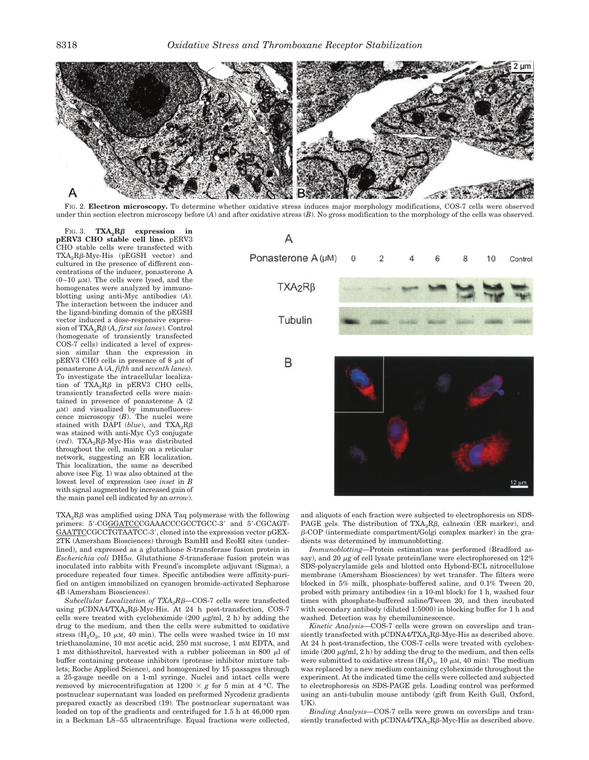FIG. 2. **Electron microscopy.** To determine whether oxidative stress induces major morphology modifications, COS-7 cells were observed under thin section electron microscopy before (*A*) and after oxidative stress (*B*). No gross modification to the morphology of the cells was observed.

FIG. 3. **$TXA_2R\beta$ expression in pERV3 CHO stable cell line.** pERV3 CHO stable cells were transfected with $TXA_2R\beta$-Myc-His (pEGSH vector) and cultured in the presence of different concentrations of the inducer, ponasterone A (0–10 μM). The cells were lysed, and the homogenates were analyzed by immunoblotting using anti-Myc antibodies (*A*). The interaction between the inducer and the ligand-binding domain of the pEGSH vector induced a dose-responsive expression of $TXA_2R\beta$ (*A*, *first six lanes*). Control (homogenate of transiently transfected COS-7 cells) indicated a level of expression similar than the expression in pERV3 CHO cells in presence of 8 μM of ponasterone A (*A*, *fifth* and *seventh lanes*). To investigate the intracellular localization of $TXA_2R\beta$ in pERV3 CHO cells, transiently transfected cells were maintained in presence of ponasterone A (2 μM) and visualized by immunofluorescence microscopy (*B*). The nuclei were stained with DAPI (*blue*), and $TXA_2R\beta$ was stained with anti-Myc Cy3 conjugate (*red*). $TXA_2R\beta$-Myc-His was distributed throughout the cell, mainly on a reticular network, suggesting an ER localization. This localization, the same as described above (see Fig. 1) was also obtained at the lowest level of expression (see *inset* in *B* with signal augmented by increased gain of the main panel cell indicated by an *arrow*).

$TXA_2R\beta$ was amplified using DNA Taq polymerase with the following primers: 5′-CGGGATCCCGAAACCCGCCTGCC-3′ and 5′-CGCAGTGAATTCCGCCTGTAATCC-3′, cloned into the expression vector pGEX-2TK (Amersham Biosciences) through BamHI and EcoRI sites (underlined), and expressed as a glutathione *S*-transferase fusion protein in *Escherichia coli* DH5α. Glutathione *S*-transferase fusion protein was inoculated into rabbits with Freund's incomplete adjuvant (Sigma), a procedure repeated four times. Specific antibodies were affinity-purified on antigen immobilized on cyanogen bromide-activated Sepharose 4B (Amersham Biosciences).

*Subcellular Localization of $TXA_2R\beta$*—COS-7 cells were transfected using pCDNA4/$TXA_2R\beta$-Myc-His. At 24 h post-transfection, COS-7 cells were treated with cycloheximide (200 μg/ml, 2 h) by adding the drug to the medium, and then the cells were submitted to oxidative stress ($H_2O_2$, 10 μM, 40 min). The cells were washed twice in 10 mM triethanolamine, 10 mM acetic acid, 250 mM sucrose, 1 mM EDTA, and 1 mM dithiothreitol, harvested with a rubber policeman in 800 μl of buffer containing protease inhibitors (protease inhibitor mixture tablets; Roche Applied Science), and homogenized by 15 passages through a 25-gauge needle on a 1-ml syringe. Nuclei and intact cells were removed by microcentrifugation at 1200 × *g* for 5 min at 4 °C. The postnuclear supernatant was loaded on preformed Nycodenz gradients prepared exactly as described (19). The postnuclear supernatant was loaded on top of the gradients and centrifuged for 1.5 h at 46,000 rpm in a Beckman L8–55 ultracentrifuge. Equal fractions were collected, and aliquots of each fraction were subjected to electrophoresis on SDS-PAGE gels. The distribution of $TXA_2R\beta$, calnexin (ER marker), and β-COP (intermediate compartment/Golgi complex marker) in the gradients was determined by immunoblotting.

*Immunoblotting*—Protein estimation was performed (Bradford assay), and 20 μg of cell lysate protein/lane were electrophoresed on 12% SDS-polyacrylamide gels and blotted onto Hybond-ECL nitrocellulose membrane (Amersham Biosciences) by wet transfer. The filters were blocked in 5% milk, phosphate-buffered saline, and 0.1% Tween 20, probed with primary antibodies (in a 10-ml block) for 1 h, washed four times with phosphate-buffered saline/Tween 20, and then incubated with secondary antibody (diluted 1:5000) in blocking buffer for 1 h and washed. Detection was by chemiluminescence.

*Kinetic Analysis*—COS-7 cells were grown on coverslips and transiently transfected with pCDNA4/$TXA_2R\beta$-Myc-His as described above. At 24 h post-transfection, the COS-7 cells were treated with cycloheximide (200 μg/ml, 2 h) by adding the drug to the medium, and then cells were submitted to oxidative stress ($H_2O_2$, 10 μM, 40 min). The medium was replaced by a new medium containing cyloheximide throughout the experiment. At the indicated time the cells were collected and subjected to electrophoresis on SDS-PAGE gels. Loading control was performed using an anti-tubulin mouse antibody (gift from Keith Gull, Oxford, UK).

*Binding Analysis*—COS-7 cells were grown on coverslips and transiently transfected with pCDNA4/$TXA_2R\beta$-Myc-His as described above.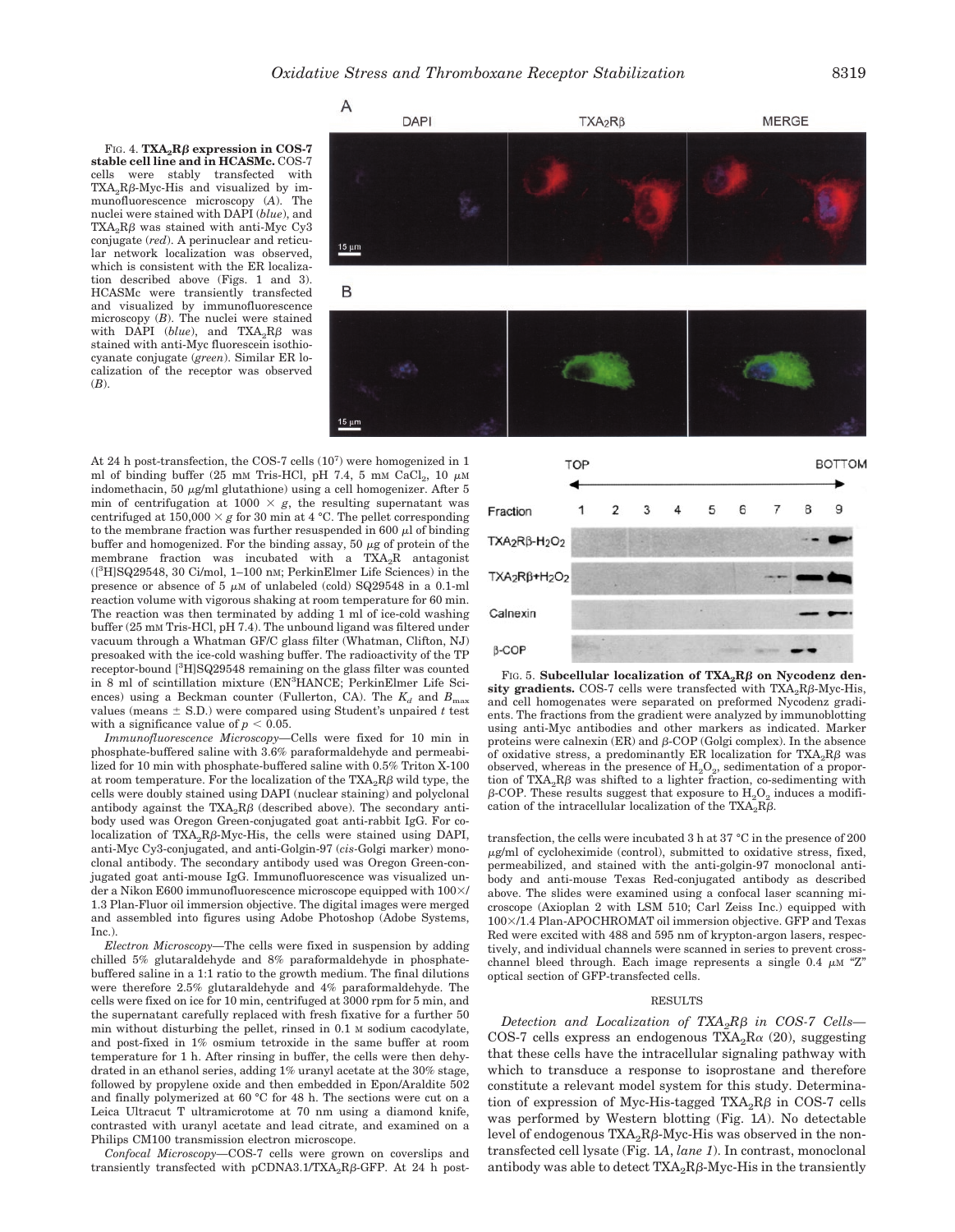FIG. 4. **$TXA_2R\beta$ expression in COS-7 stable cell line and in HCASMc.** COS-7 cells were stably transfected with $TXA_2R\beta$-Myc-His and visualized by immunofluorescence microscopy (*A*). The nuclei were stained with DAPI (*blue*), and $TXA_2R\beta$ was stained with anti-Myc Cy3 conjugate (*red*). A perinuclear and reticular network localization was observed, which is consistent with the ER localization described above (Figs. 1 and 3). HCASMc were transiently transfected and visualized by immunofluorescence microscopy (*B*). The nuclei were stained with DAPI (*blue*), and $TXA_2R\beta$ was stained with anti-Myc fluorescein isothiocyanate conjugate (*green*). Similar ER localization of the receptor was observed (*B*).

At 24 h post-transfection, the COS-7 cells ($10^7$) were homogenized in 1 ml of binding buffer (25 mM Tris-HCl, pH 7.4, 5 mM $CaCl_2$, 10 $\mu$M indomethacin, 50 $\mu$g/ml glutathione) using a cell homogenizer. After 5 min of centrifugation at 1000 × *g*, the resulting supernatant was centrifuged at 150,000 × *g* for 30 min at 4 °C. The pellet corresponding to the membrane fraction was further resuspended in 600 $\mu$l of binding buffer and homogenized. For the binding assay, 50 $\mu$g of protein of the membrane fraction was incubated with a $TXA_2R$ antagonist ([$^3$H]SQ29548, 30 Ci/mol, 1–100 nM; PerkinElmer Life Sciences) in the presence or absence of 5 $\mu$M of unlabeled (cold) SQ29548 in a 0.1-ml reaction volume with vigorous shaking at room temperature for 60 min. The reaction was then terminated by adding 1 ml of ice-cold washing buffer (25 mM Tris-HCl, pH 7.4). The unbound ligand was filtered under vacuum through a Whatman GF/C glass filter (Whatman, Clifton, NJ) presoaked with the ice-cold washing buffer. The radioactivity of the TP receptor-bound [$^3$H]SQ29548 remaining on the glass filter was counted in 8 ml of scintillation mixture (EN$^3$HANCE; PerkinElmer Life Sciences) using a Beckman counter (Fullerton, CA). The $K_d$ and $B_{max}$ values (means ± S.D.) were compared using Student's unpaired *t* test with a significance value of $p < 0.05$.

*Immunofluorescence Microscopy*—Cells were fixed for 10 min in phosphate-buffered saline with 3.6% paraformaldehyde and permeabilized for 10 min with phosphate-buffered saline with 0.5% Triton X-100 at room temperature. For the localization of the $TXA_2R\beta$ wild type, the cells were doubly stained using DAPI (nuclear staining) and polyclonal antibody against the $TXA_2R\beta$ (described above). The secondary antibody used was Oregon Green-conjugated goat anti-rabbit IgG. For co-localization of $TXA_2R\beta$-Myc-His, the cells were stained using DAPI, anti-Myc Cy3-conjugated, and anti-Golgin-97 (*cis*-Golgi marker) monoclonal antibody. The secondary antibody used was Oregon Green-conjugated goat anti-mouse IgG. Immunofluorescence was visualized under a Nikon E600 immunofluorescence microscope equipped with 100×/1.3 Plan-Fluor oil immersion objective. The digital images were merged and assembled into figures using Adobe Photoshop (Adobe Systems, Inc.).

*Electron Microscopy*—The cells were fixed in suspension by adding chilled 5% glutaraldehyde and 8% paraformaldehyde in phosphate-buffered saline in a 1:1 ratio to the growth medium. The final dilutions were therefore 2.5% glutaraldehyde and 4% paraformaldehyde. The cells were fixed on ice for 10 min, centrifuged at 3000 rpm for 5 min, and the supernatant carefully replaced with fresh fixative for a further 50 min without disturbing the pellet, rinsed in 0.1 M sodium cacodylate, and post-fixed in 1% osmium tetroxide in the same buffer at room temperature for 1 h. After rinsing in buffer, the cells were then dehydrated in an ethanol series, adding 1% uranyl acetate at the 30% stage, followed by propylene oxide and then embedded in Epon/Araldite 502 and finally polymerized at 60 °C for 48 h. The sections were cut on a Leica Ultracut T ultramicrotome at 70 nm using a diamond knife, contrasted with uranyl acetate and lead citrate, and examined on a Philips CM100 transmission electron microscope.

*Confocal Microscopy*—COS-7 cells were grown on coverslips and transiently transfected with pCDNA3.1/$TXA_2R\beta$-GFP. At 24 h post-transfection, the cells were incubated 3 h at 37 °C in the presence of 200 $\mu$g/ml of cycloheximide (control), submitted to oxidative stress, fixed, permeabilized, and stained with the anti-golgin-97 monoclonal antibody and anti-mouse Texas Red-conjugated antibody as described above. The slides were examined using a confocal laser scanning microscope (Axioplan 2 with LSM 510; Carl Zeiss Inc.) equipped with 100×/1.4 Plan-APOCHROMAT oil immersion objective. GFP and Texas Red were excited with 488 and 595 nm of krypton-argon lasers, respectively, and individual channels were scanned in series to prevent cross-channel bleed through. Each image represents a single 0.4 $\mu$M "Z" optical section of GFP-transfected cells.

FIG. 5. **Subcellular localization of $TXA_2R\beta$ on Nycodenz density gradients.** COS-7 cells were transfected with $TXA_2R\beta$-Myc-His, and cell homogenates were separated on preformed Nycodenz gradients. The fractions from the gradient were analyzed by immunoblotting using anti-Myc antibodies and other markers as indicated. Marker proteins were calnexin (ER) and β-COP (Golgi complex). In the absence of oxidative stress, a predominantly ER localization for $TXA_2R\beta$ was observed, whereas in the presence of $H_2O_2$, sedimentation of a proportion of $TXA_2R\beta$ was shifted to a lighter fraction, co-sedimenting with β-COP. These results suggest that exposure to $H_2O_2$ induces a modification of the intracellular localization of the $TXA_2R\beta$.

## RESULTS

*Detection and Localization of $TXA_2R\beta$ in COS-7 Cells*—COS-7 cells express an endogenous $TXA_2R\alpha$ (20), suggesting that these cells have the intracellular signaling pathway with which to transduce a response to isoprostane and therefore constitute a relevant model system for this study. Determination of expression of Myc-His-tagged $TXA_2R\beta$ in COS-7 cells was performed by Western blotting (Fig. 1*A*). No detectable level of endogenous $TXA_2R\beta$-Myc-His was observed in the non-transfected cell lysate (Fig. 1*A*, *lane 1*). In contrast, monoclonal antibody was able to detect $TXA_2R\beta$-Myc-His in the transiently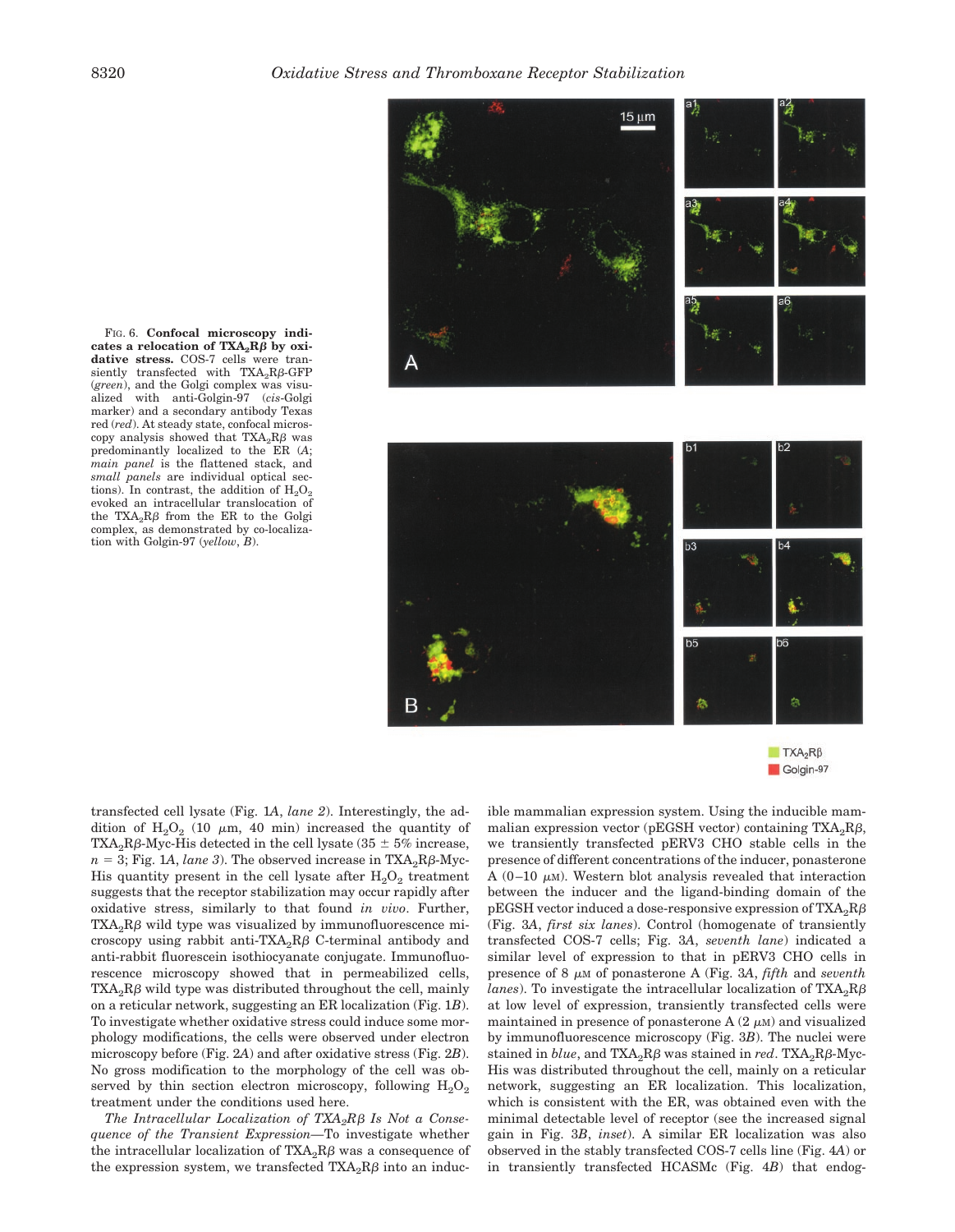FIG. 6. **Confocal microscopy indicates a relocation of $TXA_2R\beta$ by oxidative stress.** COS-7 cells were transiently transfected with $TXA_2R\beta$-GFP (*green*), and the Golgi complex was visualized with anti-Golgin-97 (*cis*-Golgi marker) and a secondary antibody Texas red (*red*). At steady state, confocal microscopy analysis showed that $TXA_2R\beta$ was predominantly localized to the ER (*A*; *main panel* is the flattened stack, and *small panels* are individual optical sections). In contrast, the addition of $H_2O_2$ evoked an intracellular translocation of the $TXA_2R\beta$ from the ER to the Golgi complex, as demonstrated by co-localization with Golgin-97 (*yellow*, *B*).

transfected cell lysate (Fig. 1*A*, *lane 2*). Interestingly, the addition of $H_2O_2$ (10 $\mu$m, 40 min) increased the quantity of $TXA_2R\beta$-Myc-His detected in the cell lysate (35 ± 5% increase, $n = 3$; Fig. 1*A*, *lane 3*). The observed increase in $TXA_2R\beta$-Myc-His quantity present in the cell lysate after $H_2O_2$ treatment suggests that the receptor stabilization may occur rapidly after oxidative stress, similarly to that found *in vivo*. Further, $TXA_2R\beta$ wild type was visualized by immunofluorescence microscopy using rabbit anti-$TXA_2R\beta$ C-terminal antibody and anti-rabbit fluorescein isothiocyanate conjugate. Immunofluorescence microscopy showed that in permeabilized cells, $TXA_2R\beta$ wild type was distributed throughout the cell, mainly on a reticular network, suggesting an ER localization (Fig. 1*B*). To investigate whether oxidative stress could induce some morphology modifications, the cells were observed under electron microscopy before (Fig. 2*A*) and after oxidative stress (Fig. 2*B*). No gross modification to the morphology of the cell was observed by thin section electron microscopy, following $H_2O_2$ treatment under the conditions used here.

*The Intracellular Localization of $TXA_2R\beta$ Is Not a Consequence of the Transient Expression*—To investigate whether the intracellular localization of $TXA_2R\beta$ was a consequence of the expression system, we transfected $TXA_2R\beta$ into an inducible mammalian expression system. Using the inducible mammalian expression vector (pEGSH vector) containing $TXA_2R\beta$, we transiently transfected pERV3 CHO stable cells in the presence of different concentrations of the inducer, ponasterone A (0–10 $\mu$M). Western blot analysis revealed that interaction between the inducer and the ligand-binding domain of the pEGSH vector induced a dose-responsive expression of $TXA_2R\beta$ (Fig. 3*A*, *first six lanes*). Control (homogenate of transiently transfected COS-7 cells; Fig. 3*A*, *seventh lane*) indicated a similar level of expression to that in pERV3 CHO cells in presence of 8 $\mu$M of ponasterone A (Fig. 3*A*, *fifth* and *seventh lanes*). To investigate the intracellular localization of $TXA_2R\beta$ at low level of expression, transiently transfected cells were maintained in presence of ponasterone A (2 $\mu$M) and visualized by immunofluorescence microscopy (Fig. 3*B*). The nuclei were stained in *blue*, and $TXA_2R\beta$ was stained in *red*. $TXA_2R\beta$-Myc-His was distributed throughout the cell, mainly on a reticular network, suggesting an ER localization. This localization, which is consistent with the ER, was obtained even with the minimal detectable level of receptor (see the increased signal gain in Fig. 3*B*, *inset*). A similar ER localization was also observed in the stably transfected COS-7 cells line (Fig. 4*A*) or in transiently transfected HCASMc (Fig. 4*B*) that endog-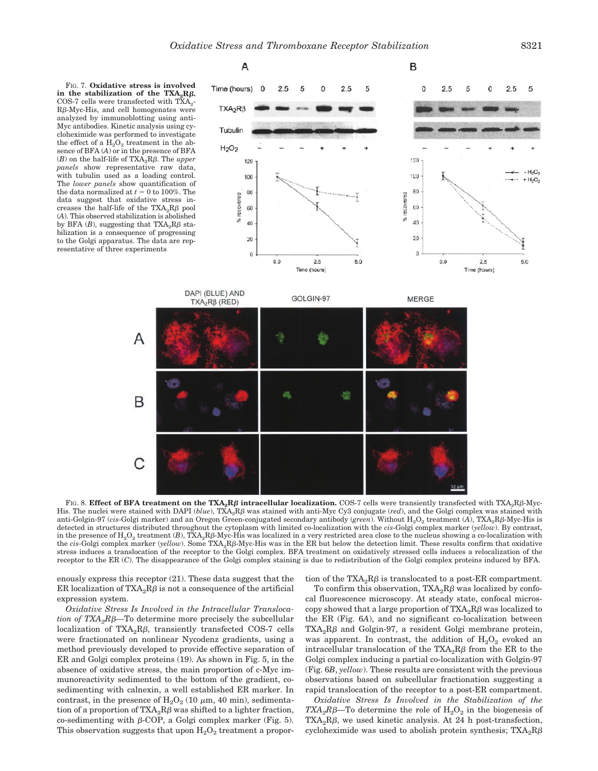FIG. 7. **Oxidative stress is involved in the stabilization of the $TXA_2R\beta$.** COS-7 cells were transfected with $TXA_2$-$R\beta$-Myc-His, and cell homogenates were analyzed by immunoblotting using anti-Myc antibodies. Kinetic analysis using cycloheximide was performed to investigate the effect of a $H_2O_2$ treatment in the absence of BFA (*A*) or in the presence of BFA (*B*) on the half-life of $TXA_2R\beta$. The *upper panels* show representative raw data, with tubulin used as a loading control. The *lower panels* show quantification of the data normalized at $t = 0$ to 100%. The data suggest that oxidative stress increases the half-life of the $TXA_2R\beta$ pool (*A*). This observed stabilization is abolished by BFA (*B*), suggesting that $TXA_2R\beta$ stabilization is a consequence of progressing to the Golgi apparatus. The data are representative of three experiments

FIG. 8. **Effect of BFA treatment on the $TXA_2R\beta$ intracellular localization.** COS-7 cells were transiently transfected with $TXA_2R\beta$-Myc-His. The nuclei were stained with DAPI (*blue*), $TXA_2R\beta$ was stained with anti-Myc Cy3 conjugate (*red*), and the Golgi complex was stained with anti-Golgin-97 (*cis*-Golgi marker) and an Oregon Green-conjugated secondary antibody (*green*). Without $H_2O_2$ treatment (*A*), $TXA_2R\beta$-Myc-His is detected in structures distributed throughout the cytoplasm with limited co-localization with the *cis*-Golgi complex marker (*yellow*). By contrast, in the presence of $H_2O_2$ treatment (*B*), $TXA_2R\beta$-Myc-His was localized in a very restricted area close to the nucleus showing a co-localization with the *cis*-Golgi complex marker (*yellow*). Some $TXA_2R\beta$-Myc-His was in the ER but below the detection limit. These results confirm that oxidative stress induces a translocation of the receptor to the Golgi complex. BFA treatment on oxidatively stressed cells induces a relocalization of the receptor to the ER (*C*). The disappearance of the Golgi complex staining is due to redistribution of the Golgi complex proteins induced by BFA.

enously express this receptor (21). These data suggest that the ER localization of $TXA_2R\beta$ is not a consequence of the artificial expression system.

*Oxidative Stress Is Involved in the Intracellular Translocation of $TXA_2R\beta$*—To determine more precisely the subcellular localization of $TXA_2R\beta$, transiently transfected COS-7 cells were fractionated on nonlinear Nycodenz gradients, using a method previously developed to provide effective separation of ER and Golgi complex proteins (19). As shown in Fig. 5, in the absence of oxidative stress, the main proportion of c-Myc immunoreactivity sedimented to the bottom of the gradient, co-sedimenting with calnexin, a well established ER marker. In contrast, in the presence of $H_2O_2$ (10 $\mu$m, 40 min), sedimentation of a proportion of $TXA_2R\beta$ was shifted to a lighter fraction, co-sedimenting with $\beta$-COP, a Golgi complex marker (Fig. 5). This observation suggests that upon $H_2O_2$ treatment a proportion of the $TXA_2R\beta$ is translocated to a post-ER compartment.

To confirm this observation, $TXA_2R\beta$ was localized by confocal fluorescence microscopy. At steady state, confocal microscopy showed that a large proportion of $TXA_2R\beta$ was localized to the ER (Fig. 6*A*), and no significant co-localization between $TXA_2R\beta$ and Golgin-97, a resident Golgi membrane protein, was apparent. In contrast, the addition of $H_2O_2$ evoked an intracellular translocation of the $TXA_2R\beta$ from the ER to the Golgi complex inducing a partial co-localization with Golgin-97 (Fig. 6*B*, *yellow*). These results are consistent with the previous observations based on subcellular fractionation suggesting a rapid translocation of the receptor to a post-ER compartment.

*Oxidative Stress Is Involved in the Stabilization of the $TXA_2R\beta$*—To determine the role of $H_2O_2$ in the biogenesis of $TXA_2R\beta$, we used kinetic analysis. At 24 h post-transfection, cycloheximide was used to abolish protein synthesis; $TXA_2R\beta$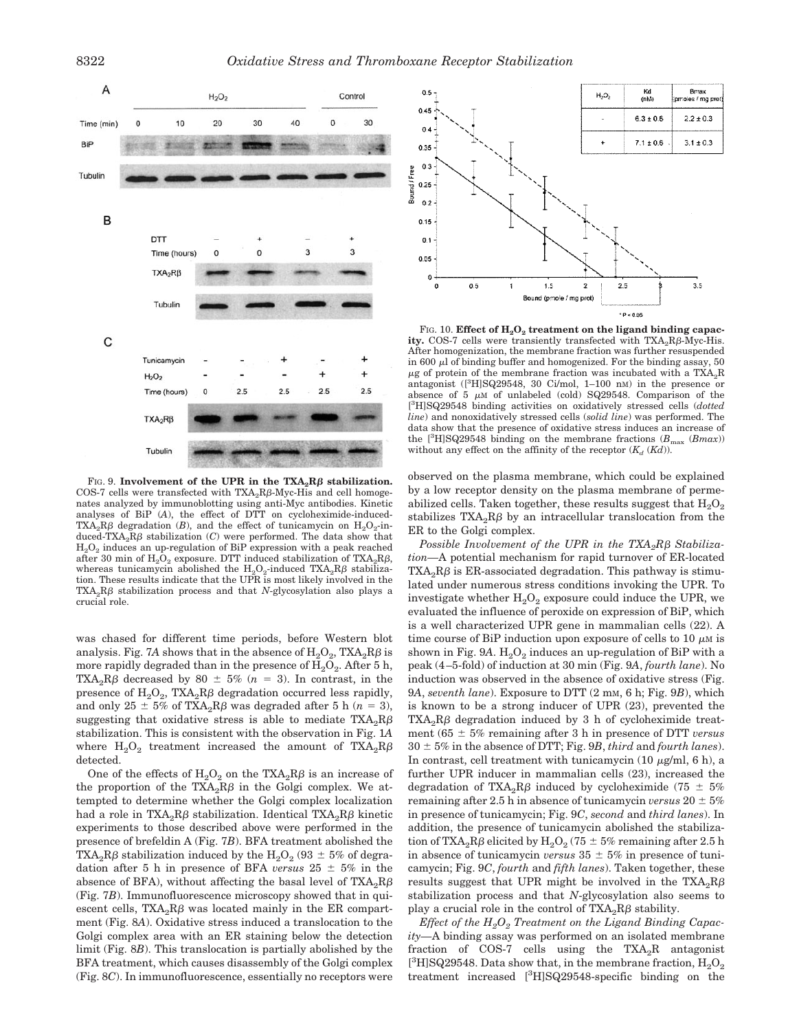FIG. 9. **Involvement of the UPR in the $TXA_2R\beta$ stabilization.** COS-7 cells were transfected with $TXA_2R\beta$-Myc-His and cell homogenates analyzed by immunoblotting using anti-Myc antibodies. Kinetic analyses of BiP (*A*), the effect of DTT on cycloheximide-induced-$TXA_2R\beta$ degradation (*B*), and the effect of tunicamycin on $H_2O_2$-induced-$TXA_2R\beta$ stabilization (*C*) were performed. The data show that $H_2O_2$ induces an up-regulation of BiP expression with a peak reached after 30 min of $H_2O_2$ exposure. DTT induced stabilization of $TXA_2R\beta$, whereas tunicamycin abolished the $H_2O_2$-induced $TXA_2R\beta$ stabilization. These results indicate that the UPR is most likely involved in the $TXA_2R\beta$ stabilization process and that *N*-glycosylation also plays a crucial role.

was chased for different time periods, before Western blot analysis. Fig. 7*A* shows that in the absence of $H_2O_2$, $TXA_2R\beta$ is more rapidly degraded than in the presence of $H_2O_2$. After 5 h, $TXA_2R\beta$ decreased by 80 ± 5% ($n$ = 3). In contrast, in the presence of $H_2O_2$, $TXA_2R\beta$ degradation occurred less rapidly, and only 25 ± 5% of $TXA_2R\beta$ was degraded after 5 h ($n$ = 3), suggesting that oxidative stress is able to mediate $TXA_2R\beta$ stabilization. This is consistent with the observation in Fig. 1*A* where $H_2O_2$ treatment increased the amount of $TXA_2R\beta$ detected.

One of the effects of $H_2O_2$ on the $TXA_2R\beta$ is an increase of the proportion of the $TXA_2R\beta$ in the Golgi complex. We attempted to determine whether the Golgi complex localization had a role in $TXA_2R\beta$ stabilization. Identical $TXA_2R\beta$ kinetic experiments to those described above were performed in the presence of brefeldin A (Fig. 7*B*). BFA treatment abolished the $TXA_2R\beta$ stabilization induced by the $H_2O_2$ (93 ± 5% of degradation after 5 h in presence of BFA *versus* 25 ± 5% in the absence of BFA), without affecting the basal level of $TXA_2R\beta$ (Fig. 7*B*). Immunofluorescence microscopy showed that in quiescent cells, $TXA_2R\beta$ was located mainly in the ER compartment (Fig. 8*A*). Oxidative stress induced a translocation to the Golgi complex area with an ER staining below the detection limit (Fig. 8*B*). This translocation is partially abolished by the BFA treatment, which causes disassembly of the Golgi complex (Fig. 8*C*). In immunofluorescence, essentially no receptors were

| $H_2O_2$ | Kd (nM) | Bmax (pmoles / mg prot) |
|---|---|---|
| - | 6.3 ± 0.6 | 2.2 ± 0.3 |
| + | 7.1 ± 0.6 | 3.1 ± 0.3 |

FIG. 10. **Effect of $H_2O_2$ treatment on the ligand binding capacity.** COS-7 cells were transiently transfected with $TXA_2R\beta$-Myc-His. After homogenization, the membrane fraction was further resuspended in 600 μl of binding buffer and homogenized. For the binding assay, 50 μg of protein of the membrane fraction was incubated with a $TXA_2R$ antagonist ([$^3$H]SQ29548, 30 Ci/mol, 1–100 nM) in the presence or absence of 5 μM of unlabeled (cold) SQ29548. Comparison of the [$^3$H]SQ29548 binding activities on oxidatively stressed cells (*dotted line*) and nonoxidatively stressed cells (*solid line*) was performed. The data show that the presence of oxidative stress induces an increase of the [$^3$H]SQ29548 binding on the membrane fractions ($B_{max}$ (*Bmax*)) without any effect on the affinity of the receptor ($K_d$ (*Kd*)).

observed on the plasma membrane, which could be explained by a low receptor density on the plasma membrane of permeabilized cells. Taken together, these results suggest that $H_2O_2$ stabilizes $TXA_2R\beta$ by an intracellular translocation from the ER to the Golgi complex.

*Possible Involvement of the UPR in the $TXA_2R\beta$ Stabilization*—A potential mechanism for rapid turnover of ER-located $TXA_2R\beta$ is ER-associated degradation. This pathway is stimulated under numerous stress conditions invoking the UPR. To investigate whether $H_2O_2$ exposure could induce the UPR, we evaluated the influence of peroxide on expression of BiP, which is a well characterized UPR gene in mammalian cells (22). A time course of BiP induction upon exposure of cells to 10 μM is shown in Fig. 9*A*. $H_2O_2$ induces an up-regulation of BiP with a peak (4–5-fold) of induction at 30 min (Fig. 9*A*, *fourth lane*). No induction was observed in the absence of oxidative stress (Fig. 9*A*, *seventh lane*). Exposure to DTT (2 mM, 6 h; Fig. 9*B*), which is known to be a strong inducer of UPR (23), prevented the $TXA_2R\beta$ degradation induced by 3 h of cycloheximide treatment (65 ± 5% remaining after 3 h in presence of DTT *versus* 30 ± 5% in the absence of DTT; Fig. 9*B*, *third* and *fourth lanes*). In contrast, cell treatment with tunicamycin (10 μg/ml, 6 h), a further UPR inducer in mammalian cells (23), increased the degradation of $TXA_2R\beta$ induced by cycloheximide (75 ± 5% remaining after 2.5 h in absence of tunicamycin *versus* 20 ± 5% in presence of tunicamycin; Fig. 9*C*, *second* and *third lanes*). In addition, the presence of tunicamycin abolished the stabilization of $TXA_2R\beta$ elicited by $H_2O_2$ (75 ± 5% remaining after 2.5 h in absence of tunicamycin *versus* 35 ± 5% in presence of tunicamycin; Fig. 9*C*, *fourth* and *fifth lanes*). Taken together, these results suggest that UPR might be involved in the $TXA_2R\beta$ stabilization process and that *N*-glycosylation also seems to play a crucial role in the control of $TXA_2R\beta$ stability.

*Effect of the $H_2O_2$ Treatment on the Ligand Binding Capacity*—A binding assay was performed on an isolated membrane fraction of COS-7 cells using the $TXA_2R$ antagonist [$^3$H]SQ29548. Data show that, in the membrane fraction, $H_2O_2$ treatment increased [$^3$H]SQ29548-specific binding on the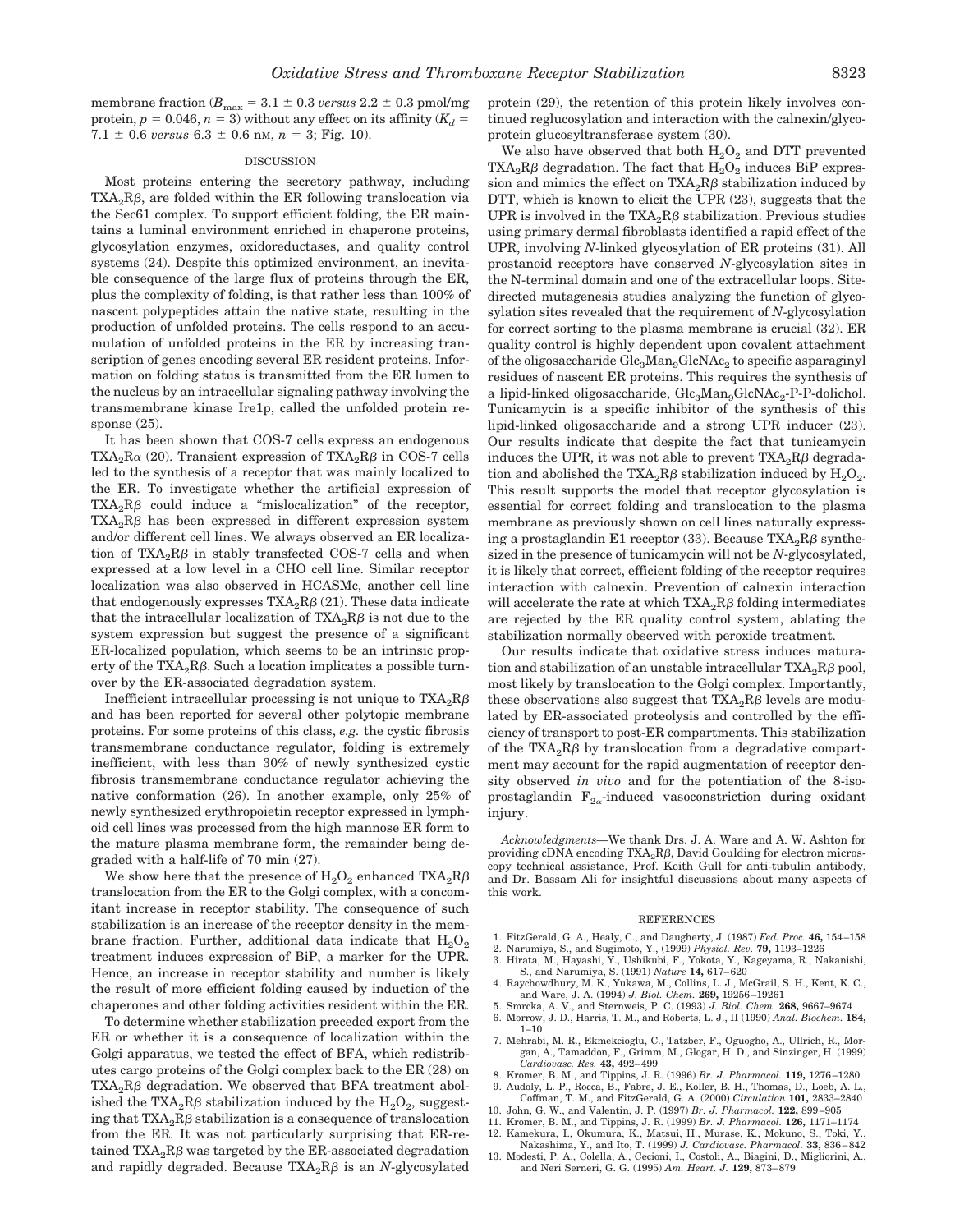membrane fraction ($B_{max}$ = 3.1 ± 0.3 *versus* 2.2 ± 0.3 pmol/mg protein, $p$ = 0.046, $n$ = 3) without any effect on its affinity ($K_d$ = 7.1 ± 0.6 *versus* 6.3 ± 0.6 nM, $n$ = 3; Fig. 10).

## DISCUSSION

Most proteins entering the secretory pathway, including $TXA_2R\beta$, are folded within the ER following translocation via the Sec61 complex. To support efficient folding, the ER maintains a luminal environment enriched in chaperone proteins, glycosylation enzymes, oxidoreductases, and quality control systems (24). Despite this optimized environment, an inevitable consequence of the large flux of proteins through the ER, plus the complexity of folding, is that rather less than 100% of nascent polypeptides attain the native state, resulting in the production of unfolded proteins. The cells respond to an accumulation of unfolded proteins in the ER by increasing transcription of genes encoding several ER resident proteins. Information on folding status is transmitted from the ER lumen to the nucleus by an intracellular signaling pathway involving the transmembrane kinase Ire1p, called the unfolded protein response (25).

It has been shown that COS-7 cells express an endogenous $TXA_2R\alpha$ (20). Transient expression of $TXA_2R\beta$ in COS-7 cells led to the synthesis of a receptor that was mainly localized to the ER. To investigate whether the artificial expression of $TXA_2R\beta$ could induce a "mislocalization" of the receptor, $TXA_2R\beta$ has been expressed in different expression system and/or different cell lines. We always observed an ER localization of $TXA_2R\beta$ in stably transfected COS-7 cells and when expressed at a low level in a CHO cell line. Similar receptor localization was also observed in HCASMc, another cell line that endogenously expresses $TXA_2R\beta$ (21). These data indicate that the intracellular localization of $TXA_2R\beta$ is not due to the system expression but suggest the presence of a significant ER-localized population, which seems to be an intrinsic property of the $TXA_2R\beta$. Such a location implicates a possible turnover by the ER-associated degradation system.

Inefficient intracellular processing is not unique to $TXA_2R\beta$ and has been reported for several other polytopic membrane proteins. For some proteins of this class, *e.g.* the cystic fibrosis transmembrane conductance regulator, folding is extremely inefficient, with less than 30% of newly synthesized cystic fibrosis transmembrane conductance regulator achieving the native conformation (26). In another example, only 25% of newly synthesized erythropoietin receptor expressed in lymphoid cell lines was processed from the high mannose ER form to the mature plasma membrane form, the remainder being degraded with a half-life of 70 min (27).

We show here that the presence of $H_2O_2$ enhanced $TXA_2R\beta$ translocation from the ER to the Golgi complex, with a concomitant increase in receptor stability. The consequence of such stabilization is an increase of the receptor density in the membrane fraction. Further, additional data indicate that $H_2O_2$ treatment induces expression of BiP, a marker for the UPR. Hence, an increase in receptor stability and number is likely the result of more efficient folding caused by induction of the chaperones and other folding activities resident within the ER.

To determine whether stabilization preceded export from the ER or whether it is a consequence of localization within the Golgi apparatus, we tested the effect of BFA, which redistributes cargo proteins of the Golgi complex back to the ER (28) on $TXA_2R\beta$ degradation. We observed that BFA treatment abolished the $TXA_2R\beta$ stabilization induced by the $H_2O_2$, suggesting that $TXA_2R\beta$ stabilization is a consequence of translocation from the ER. It was not particularly surprising that ER-retained $TXA_2R\beta$ was targeted by the ER-associated degradation and rapidly degraded. Because $TXA_2R\beta$ is an *N*-glycosylated protein (29), the retention of this protein likely involves continued reglucosylation and interaction with the calnexin/glycoprotein glucosyltransferase system (30).

We also have observed that both $H_2O_2$ and DTT prevented $TXA_2R\beta$ degradation. The fact that $H_2O_2$ induces BiP expression and mimics the effect on $TXA_2R\beta$ stabilization induced by DTT, which is known to elicit the UPR (23), suggests that the UPR is involved in the $TXA_2R\beta$ stabilization. Previous studies using primary dermal fibroblasts identified a rapid effect of the UPR, involving *N*-linked glycosylation of ER proteins (31). All prostanoid receptors have conserved *N*-glycosylation sites in the N-terminal domain and one of the extracellular loops. Site-directed mutagenesis studies analyzing the function of glycosylation sites revealed that the requirement of *N*-glycosylation for correct sorting to the plasma membrane is crucial (32). ER quality control is highly dependent upon covalent attachment of the oligosaccharide $Glc_3Man_9GlcNAc_2$ to specific asparaginyl residues of nascent ER proteins. This requires the synthesis of a lipid-linked oligosaccharide, $Glc_3Man_9GlcNAc_2$-P-P-dolichol. Tunicamycin is a specific inhibitor of the synthesis of this lipid-linked oligosaccharide and a strong UPR inducer (23). Our results indicate that despite the fact that tunicamycin induces the UPR, it was not able to prevent $TXA_2R\beta$ degradation and abolished the $TXA_2R\beta$ stabilization induced by $H_2O_2$. This result supports the model that receptor glycosylation is essential for correct folding and translocation to the plasma membrane as previously shown on cell lines naturally expressing a prostaglandin E1 receptor (33). Because $TXA_2R\beta$ synthesized in the presence of tunicamycin will not be *N*-glycosylated, it is likely that correct, efficient folding of the receptor requires interaction with calnexin. Prevention of calnexin interaction will accelerate the rate at which $TXA_2R\beta$ folding intermediates are rejected by the ER quality control system, ablating the stabilization normally observed with peroxide treatment.

Our results indicate that oxidative stress induces maturation and stabilization of an unstable intracellular $TXA_2R\beta$ pool, most likely by translocation to the Golgi complex. Importantly, these observations also suggest that $TXA_2R\beta$ levels are modulated by ER-associated proteolysis and controlled by the efficiency of transport to post-ER compartments. This stabilization of the $TXA_2R\beta$ by translocation from a degradative compartment may account for the rapid augmentation of receptor density observed *in vivo* and for the potentiation of the 8-isoprostaglandin $F_{2\alpha}$-induced vasoconstriction during oxidant injury.

*Acknowledgments*—We thank Drs. J. A. Ware and A. W. Ashton for providing cDNA encoding $TXA_2R\beta$, David Goulding for electron microscopy technical assistance, Prof. Keith Gull for anti-tubulin antibody, and Dr. Bassam Ali for insightful discussions about many aspects of this work.

## REFERENCES

1. FitzGerald, G. A., Healy, C., and Daugherty, J. (1987) *Fed. Proc.* **46,** 154–158
2. Narumiya, S., and Sugimoto, Y., (1999) *Physiol. Rev.* **79,** 1193–1226
3. Hirata, M., Hayashi, Y., Ushikubi, F., Yokota, Y., Kageyama, R., Nakanishi, S., and Narumiya, S. (1991) *Nature* **14,** 617–620
4. Raychowdhury, M. K., Yukawa, M., Collins, L. J., McGrail, S. H., Kent, K. C., and Ware, J. A. (1994) *J. Biol. Chem.* **269,** 19256–19261
5. Smrcka, A. V., and Sternweis, P. C. (1993) *J. Biol. Chem.* **268,** 9667–9674
6. Morrow, J. D., Harris, T. M., and Roberts, L. J., II (1990) *Anal. Biochem.* **184,** 1–10
7. Mehrabi, M. R., Ekmekcioglu, C., Tatzber, F., Oguogho, A., Ullrich, R., Morgan, A., Tamaddon, F., Grimm, M., Glogar, H. D., and Sinzinger, H. (1999) *Cardiovasc. Res.* **43,** 492–499
8. Kromer, B. M., and Tippins, J. R. (1996) *Br. J. Pharmacol.* **119,** 1276–1280
9. Audoly, L. P., Rocca, B., Fabre, J. E., Koller, B. H., Thomas, D., Loeb, A. L., Coffman, T. M., and FitzGerald, G. A. (2000) *Circulation* **101,** 2833–2840
10. John, G. W., and Valentin, J. P. (1997) *Br. J. Pharmacol.* **122,** 899–905
11. Kromer, B. M., and Tippins, J. R. (1999) *Br. J. Pharmacol.* **126,** 1171–1174
12. Kamekura, I., Okumura, K., Matsui, H., Murase, K., Mokuno, S., Toki, Y., Nakashima, Y., and Ito, T. (1999) *J. Cardiovasc. Pharmacol.* **33,** 836–842
13. Modesti, P. A., Colella, A., Cecioni, I., Costoli, A., Biagini, D., Migliorini, A., and Neri Serneri, G. G. (1995) *Am. Heart. J.* **129,** 873–879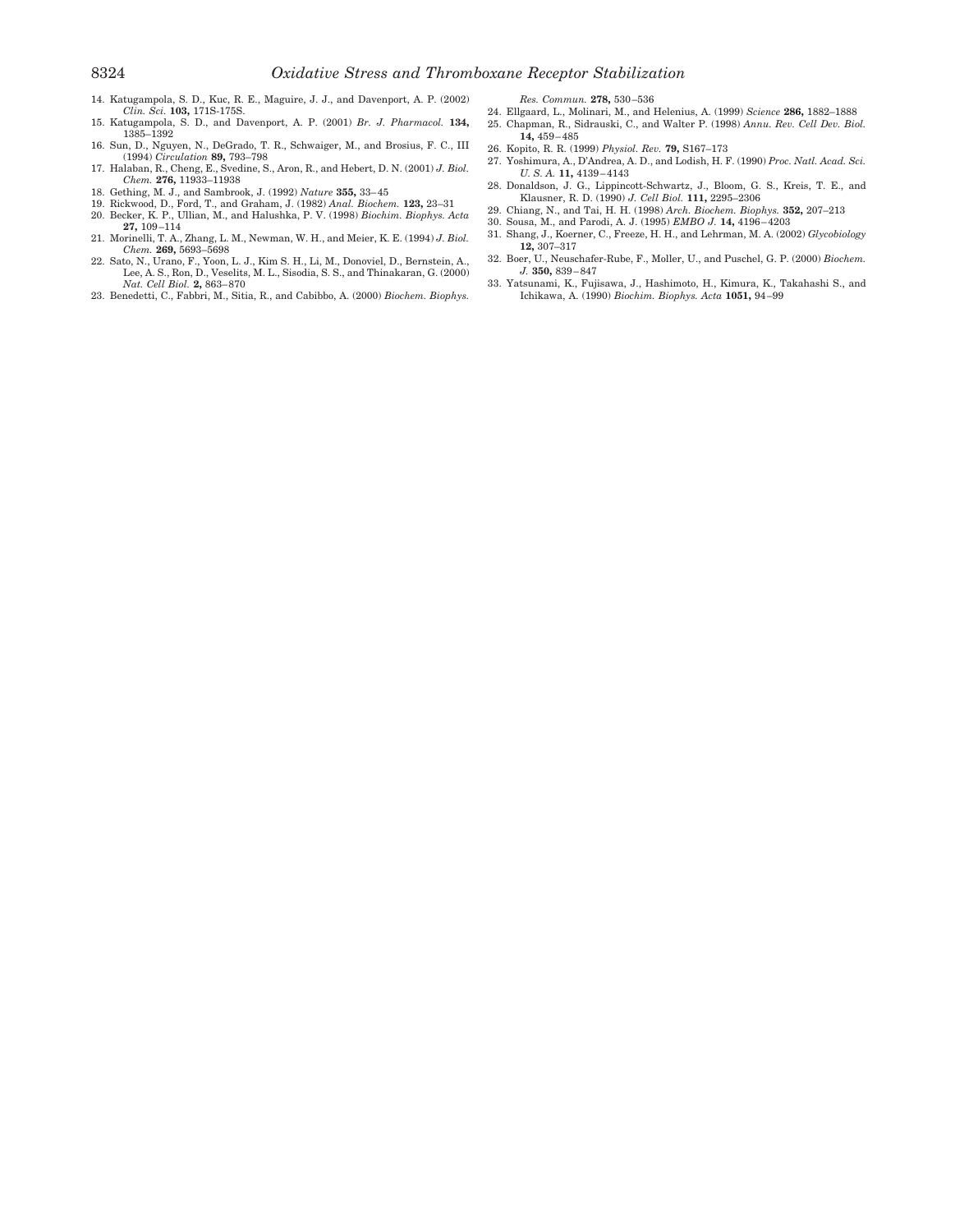14. Katugampola, S. D., Kuc, R. E., Maguire, J. J., and Davenport, A. P. (2002) *Clin. Sci.* **103,** 171S-175S.
15. Katugampola, S. D., and Davenport, A. P. (2001) *Br. J. Pharmacol.* **134,** 1385–1392
16. Sun, D., Nguyen, N., DeGrado, T. R., Schwaiger, M., and Brosius, F. C., III (1994) *Circulation* **89,** 793–798
17. Halaban, R., Cheng, E., Svedine, S., Aron, R., and Hebert, D. N. (2001) *J. Biol. Chem.* **276,** 11933–11938
18. Gething, M. J., and Sambrook, J. (1992) *Nature* **355,** 33–45
19. Rickwood, D., Ford, T., and Graham, J. (1982) *Anal. Biochem.* **123,** 23–31
20. Becker, K. P., Ullian, M., and Halushka, P. V. (1998) *Biochim. Biophys. Acta* **27,** 109–114
21. Morinelli, T. A., Zhang, L. M., Newman, W. H., and Meier, K. E. (1994) *J. Biol. Chem.* **269,** 5693–5698
22. Sato, N., Urano, F., Yoon, L. J., Kim S. H., Li, M., Donoviel, D., Bernstein, A., Lee, A. S., Ron, D., Veselits, M. L., Sisodia, S. S., and Thinakaran, G. (2000) *Nat. Cell Biol.* **2,** 863–870
23. Benedetti, C., Fabbri, M., Sitia, R., and Cabibbo, A. (2000) *Biochem. Biophys. Res. Commun.* **278,** 530–536
24. Ellgaard, L., Molinari, M., and Helenius, A. (1999) *Science* **286,** 1882–1888
25. Chapman, R., Sidrauski, C., and Walter P. (1998) *Annu. Rev. Cell Dev. Biol.* **14,** 459–485
26. Kopito, R. R. (1999) *Physiol. Rev.* **79,** S167–173
27. Yoshimura, A., D'Andrea, A. D., and Lodish, H. F. (1990) *Proc. Natl. Acad. Sci. U. S. A.* **11,** 4139–4143
28. Donaldson, J. G., Lippincott-Schwartz, J., Bloom, G. S., Kreis, T. E., and Klausner, R. D. (1990) *J. Cell Biol.* **111,** 2295–2306
29. Chiang, N., and Tai, H. H. (1998) *Arch. Biochem. Biophys.* **352,** 207–213
30. Sousa, M., and Parodi, A. J. (1995) *EMBO J.* **14,** 4196–4203
31. Shang, J., Koerner, C., Freeze, H. H., and Lehrman, M. A. (2002) *Glycobiology* **12,** 307–317
32. Boer, U., Neuschafer-Rube, F., Moller, U., and Puschel, G. P. (2000) *Biochem. J.* **350,** 839–847
33. Yatsunami, K., Fujisawa, J., Hashimoto, H., Kimura, K., Takahashi S., and Ichikawa, A. (1990) *Biochim. Biophys. Acta* **1051,** 94–99